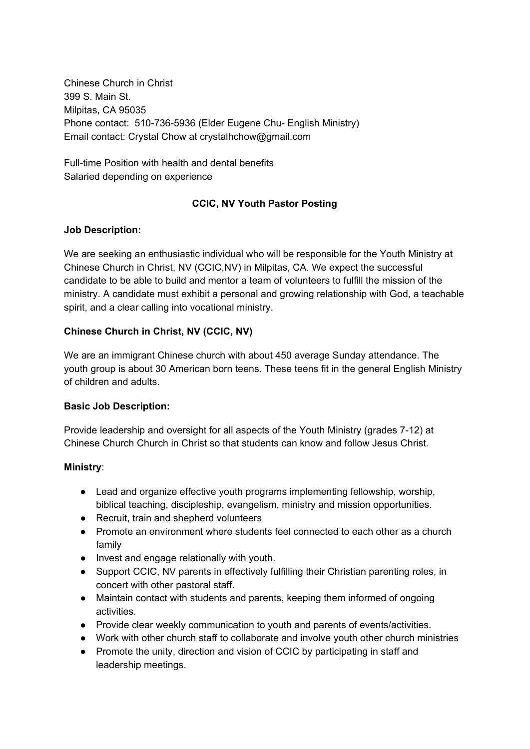Chinese Church in Christ
399 S. Main St.
Milpitas, CA 95035
Phone contact: 510-736-5936 (Elder Eugene Chu- English Ministry)
Email contact: Crystal Chow at crystalhchow@gmail.com

Full-time Position with health and dental benefits
Salaried depending on experience

**CCIC, NV Youth Pastor Posting**

**Job Description:**

We are seeking an enthusiastic individual who will be responsible for the Youth Ministry at Chinese Church in Christ, NV (CCIC,NV) in Milpitas, CA. We expect the successful candidate to be able to build and mentor a team of volunteers to fulfill the mission of the ministry. A candidate must exhibit a personal and growing relationship with God, a teachable spirit, and a clear calling into vocational ministry.

**Chinese Church in Christ, NV (CCIC, NV)**

We are an immigrant Chinese church with about 450 average Sunday attendance. The youth group is about 30 American born teens. These teens fit in the general English Ministry of children and adults.

**Basic Job Description:**

Provide leadership and oversight for all aspects of the Youth Ministry (grades 7-12) at Chinese Church Church in Christ so that students can know and follow Jesus Christ.

**Ministry**:

- Lead and organize effective youth programs implementing fellowship, worship, biblical teaching, discipleship, evangelism, ministry and mission opportunities.
- Recruit, train and shepherd volunteers
- Promote an environment where students feel connected to each other as a church family
- Invest and engage relationally with youth.
- Support CCIC, NV parents in effectively fulfilling their Christian parenting roles, in concert with other pastoral staff.
- Maintain contact with students and parents, keeping them informed of ongoing activities.
- Provide clear weekly communication to youth and parents of events/activities.
- Work with other church staff to collaborate and involve youth other church ministries
- Promote the unity, direction and vision of CCIC by participating in staff and leadership meetings.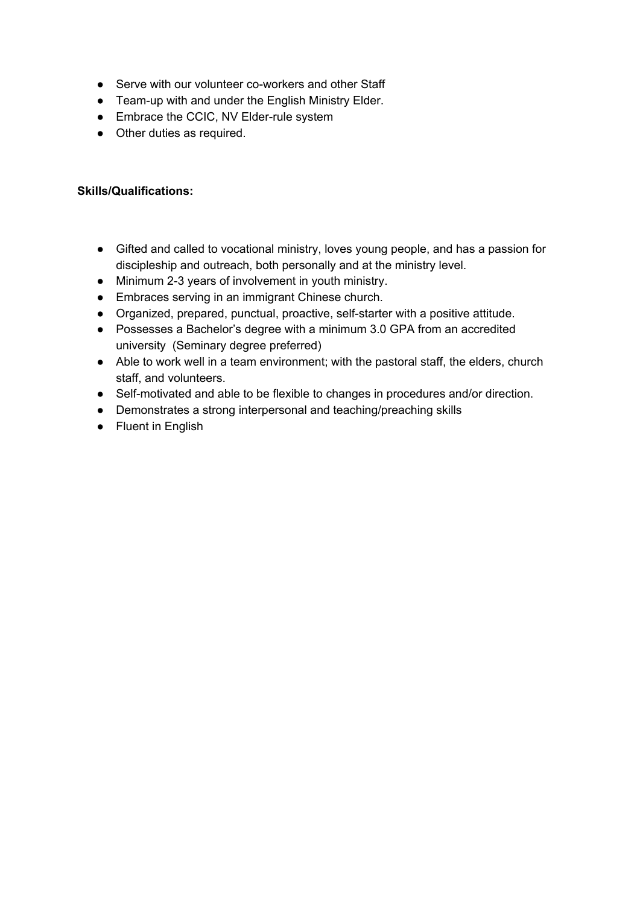- Serve with our volunteer co-workers and other Staff
- Team-up with and under the English Ministry Elder.
- Embrace the CCIC, NV Elder-rule system
- Other duties as required.

**Skills/Qualifications:**

- Gifted and called to vocational ministry, loves young people, and has a passion for discipleship and outreach, both personally and at the ministry level.
- Minimum 2-3 years of involvement in youth ministry.
- Embraces serving in an immigrant Chinese church.
- Organized, prepared, punctual, proactive, self-starter with a positive attitude.
- Possesses a Bachelor's degree with a minimum 3.0 GPA from an accredited university (Seminary degree preferred)
- Able to work well in a team environment; with the pastoral staff, the elders, church staff, and volunteers.
- Self-motivated and able to be flexible to changes in procedures and/or direction.
- Demonstrates a strong interpersonal and teaching/preaching skills
- Fluent in English